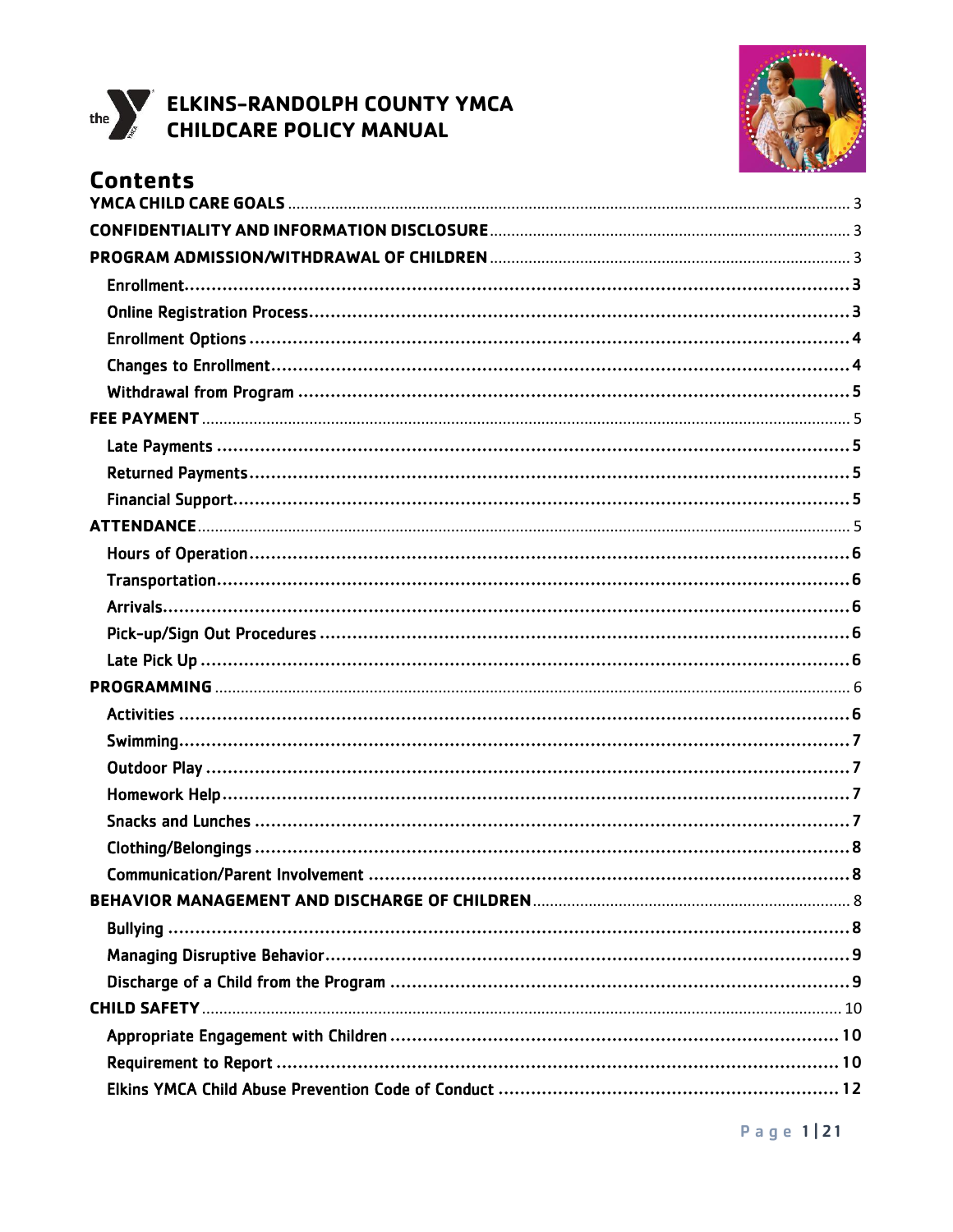# ELKINS-RANDOLPH COUNTY YMCA CHILDCARE POLICY MANUAL

## Contents

- YMCA CHILD CARE GOALS ... 3
- CONFIDENTIALITY AND INFORMATION DISCLOSURE ... 3
- PROGRAM ADMISSION/WITHDRAWAL OF CHILDREN ... 3
  - Enrollment ... 3
  - Online Registration Process ... 3
  - Enrollment Options ... 4
  - Changes to Enrollment ... 4
  - Withdrawal from Program ... 5
- FEE PAYMENT ... 5
  - Late Payments ... 5
  - Returned Payments ... 5
  - Financial Support ... 5
- ATTENDANCE ... 5
  - Hours of Operation ... 6
  - Transportation ... 6
  - Arrivals ... 6
  - Pick-up/Sign Out Procedures ... 6
  - Late Pick Up ... 6
- PROGRAMMING ... 6
  - Activities ... 6
  - Swimming ... 7
  - Outdoor Play ... 7
  - Homework Help ... 7
  - Snacks and Lunches ... 7
  - Clothing/Belongings ... 8
  - Communication/Parent Involvement ... 8
- BEHAVIOR MANAGEMENT AND DISCHARGE OF CHILDREN ... 8
  - Bullying ... 8
  - Managing Disruptive Behavior ... 9
  - Discharge of a Child from the Program ... 9
- CHILD SAFETY ... 10
  - Appropriate Engagement with Children ... 10
  - Requirement to Report ... 10
  - Elkins YMCA Child Abuse Prevention Code of Conduct ... 12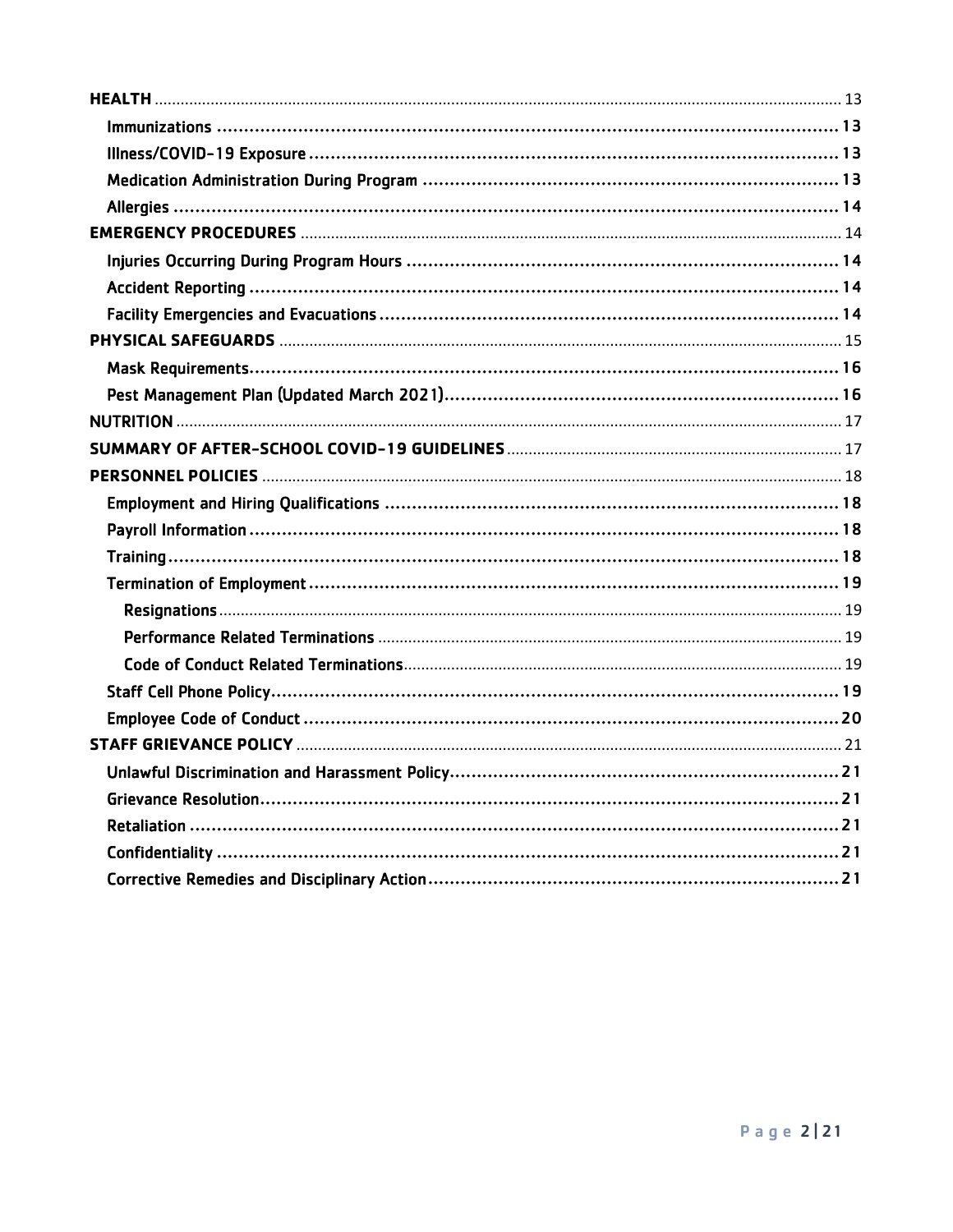**HEALTH** .................................................................................................... 13

- Immunizations .................................................................................................... 13
- Illness/COVID-19 Exposure .................................................................................................... 13
- Medication Administration During Program .................................................................................................... 13
- Allergies .................................................................................................... 14

**EMERGENCY PROCEDURES** .................................................................................................... 14

- Injuries Occurring During Program Hours .................................................................................................... 14
- Accident Reporting .................................................................................................... 14
- Facility Emergencies and Evacuations .................................................................................................... 14

**PHYSICAL SAFEGUARDS** .................................................................................................... 15

- Mask Requirements .................................................................................................... 16
- Pest Management Plan (Updated March 2021) .................................................................................................... 16

**NUTRITION** .................................................................................................... 17

**SUMMARY OF AFTER-SCHOOL COVID-19 GUIDELINES** .................................................................................................... 17

**PERSONNEL POLICIES** .................................................................................................... 18

- Employment and Hiring Qualifications .................................................................................................... 18
- Payroll Information .................................................................................................... 18
- Training .................................................................................................... 18
- Termination of Employment .................................................................................................... 19
  - Resignations .................................................................................................... 19
  - Performance Related Terminations .................................................................................................... 19
  - Code of Conduct Related Terminations .................................................................................................... 19
- Staff Cell Phone Policy .................................................................................................... 19
- Employee Code of Conduct .................................................................................................... 20

**STAFF GRIEVANCE POLICY** .................................................................................................... 21

- Unlawful Discrimination and Harassment Policy .................................................................................................... 21
- Grievance Resolution .................................................................................................... 21
- Retaliation .................................................................................................... 21
- Confidentiality .................................................................................................... 21
- Corrective Remedies and Disciplinary Action .................................................................................................... 21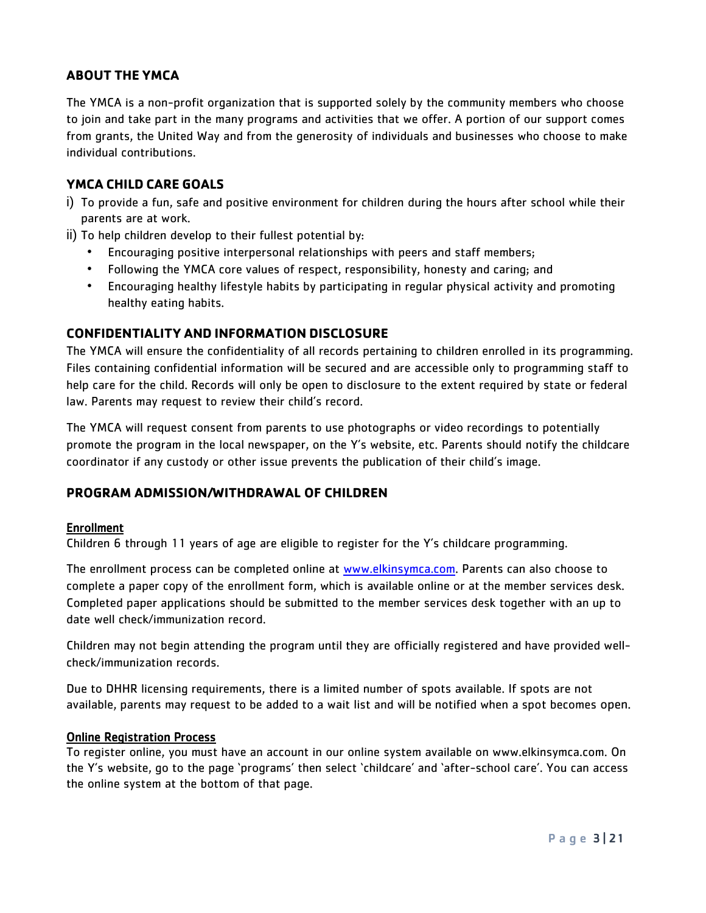## ABOUT THE YMCA

The YMCA is a non-profit organization that is supported solely by the community members who choose to join and take part in the many programs and activities that we offer. A portion of our support comes from grants, the United Way and from the generosity of individuals and businesses who choose to make individual contributions.

## YMCA CHILD CARE GOALS

i) To provide a fun, safe and positive environment for children during the hours after school while their parents are at work.

ii) To help children develop to their fullest potential by:

- Encouraging positive interpersonal relationships with peers and staff members;
- Following the YMCA core values of respect, responsibility, honesty and caring; and
- Encouraging healthy lifestyle habits by participating in regular physical activity and promoting healthy eating habits.

## CONFIDENTIALITY AND INFORMATION DISCLOSURE

The YMCA will ensure the confidentiality of all records pertaining to children enrolled in its programming. Files containing confidential information will be secured and are accessible only to programming staff to help care for the child. Records will only be open to disclosure to the extent required by state or federal law. Parents may request to review their child's record.

The YMCA will request consent from parents to use photographs or video recordings to potentially promote the program in the local newspaper, on the Y's website, etc. Parents should notify the childcare coordinator if any custody or other issue prevents the publication of their child's image.

## PROGRAM ADMISSION/WITHDRAWAL OF CHILDREN

### Enrollment

Children 6 through 11 years of age are eligible to register for the Y's childcare programming.

The enrollment process can be completed online at www.elkinsymca.com. Parents can also choose to complete a paper copy of the enrollment form, which is available online or at the member services desk. Completed paper applications should be submitted to the member services desk together with an up to date well check/immunization record.

Children may not begin attending the program until they are officially registered and have provided well-check/immunization records.

Due to DHHR licensing requirements, there is a limited number of spots available. If spots are not available, parents may request to be added to a wait list and will be notified when a spot becomes open.

### Online Registration Process

To register online, you must have an account in our online system available on www.elkinsymca.com. On the Y's website, go to the page 'programs' then select 'childcare' and 'after-school care'. You can access the online system at the bottom of that page.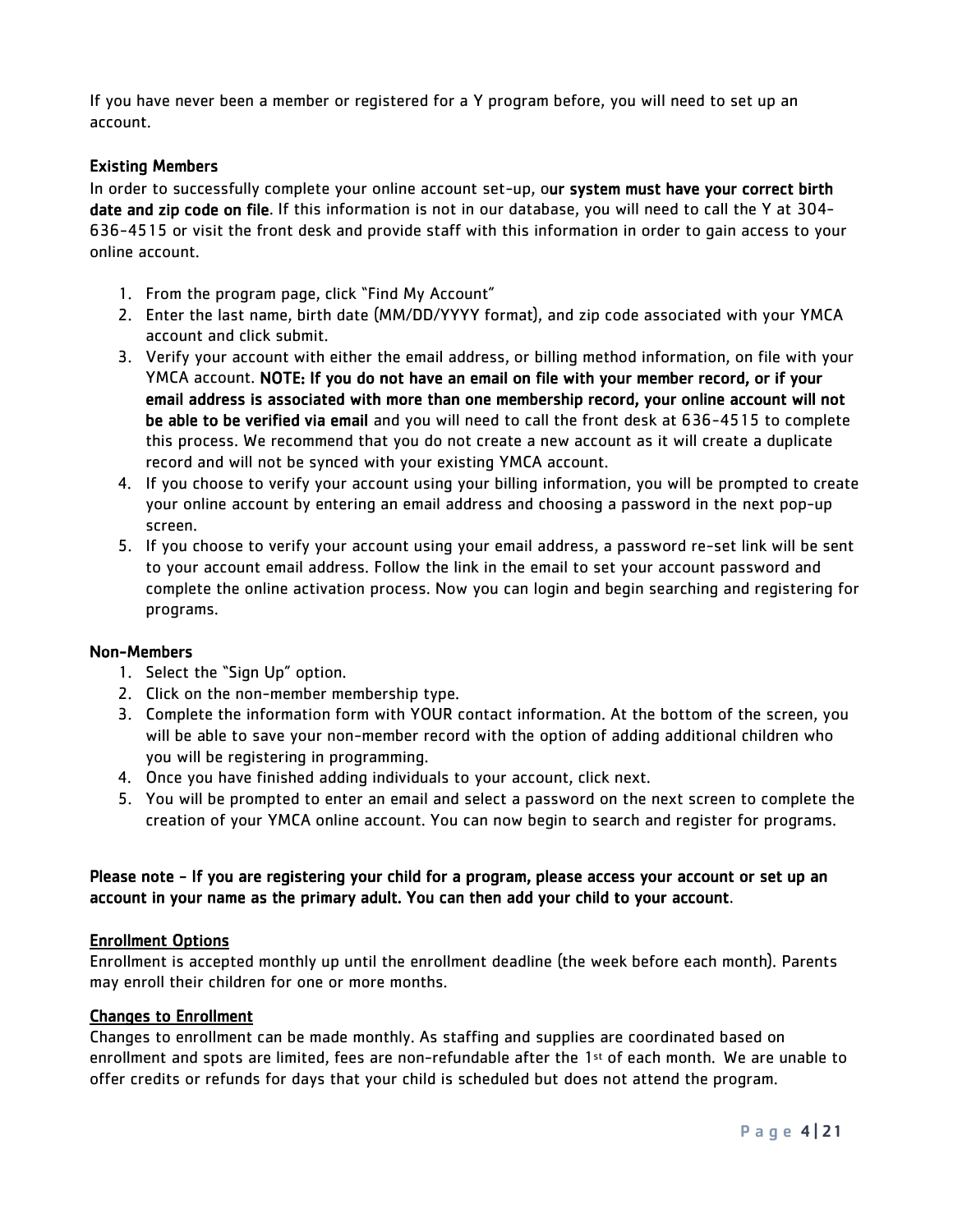If you have never been a member or registered for a Y program before, you will need to set up an account.

**Existing Members**

In order to successfully complete your online account set-up, o**ur system must have your correct birth date and zip code on file**. If this information is not in our database, you will need to call the Y at 304-636-4515 or visit the front desk and provide staff with this information in order to gain access to your online account.

1. From the program page, click "Find My Account"
2. Enter the last name, birth date (MM/DD/YYYY format), and zip code associated with your YMCA account and click submit.
3. Verify your account with either the email address, or billing method information, on file with your YMCA account. **NOTE: If you do not have an email on file with your member record, or if your email address is associated with more than one membership record, your online account will not be able to be verified via email** and you will need to call the front desk at 636-4515 to complete this process. We recommend that you do not create a new account as it will create a duplicate record and will not be synced with your existing YMCA account.
4. If you choose to verify your account using your billing information, you will be prompted to create your online account by entering an email address and choosing a password in the next pop-up screen.
5. If you choose to verify your account using your email address, a password re-set link will be sent to your account email address. Follow the link in the email to set your account password and complete the online activation process. Now you can login and begin searching and registering for programs.

**Non-Members**

1. Select the "Sign Up" option.
2. Click on the non-member membership type.
3. Complete the information form with YOUR contact information. At the bottom of the screen, you will be able to save your non-member record with the option of adding additional children who you will be registering in programming.
4. Once you have finished adding individuals to your account, click next.
5. You will be prompted to enter an email and select a password on the next screen to complete the creation of your YMCA online account. You can now begin to search and register for programs.

**Please note - If you are registering your child for a program, please access your account or set up an account in your name as the primary adult. You can then add your child to your account**.

**Enrollment Options**

Enrollment is accepted monthly up until the enrollment deadline (the week before each month). Parents may enroll their children for one or more months.

**Changes to Enrollment**

Changes to enrollment can be made monthly. As staffing and supplies are coordinated based on enrollment and spots are limited, fees are non-refundable after the 1st of each month. We are unable to offer credits or refunds for days that your child is scheduled but does not attend the program.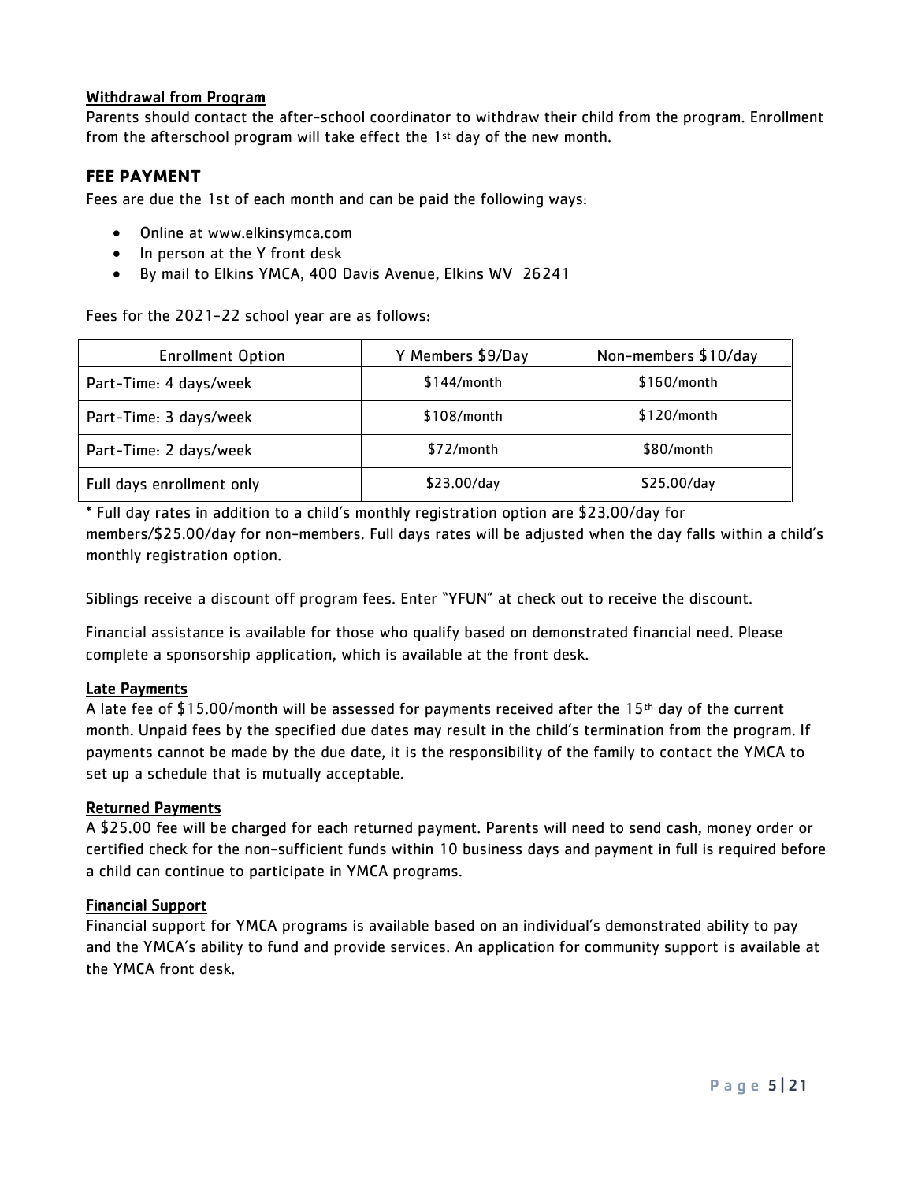### Withdrawal from Program

Parents should contact the after-school coordinator to withdraw their child from the program. Enrollment from the afterschool program will take effect the 1st day of the new month.

## FEE PAYMENT

Fees are due the 1st of each month and can be paid the following ways:

- Online at www.elkinsymca.com
- In person at the Y front desk
- By mail to Elkins YMCA, 400 Davis Avenue, Elkins WV 26241

Fees for the 2021-22 school year are as follows:

| Enrollment Option | Y Members $9/Day | Non-members $10/day |
| --- | --- | --- |
| Part-Time: 4 days/week | $144/month | $160/month |
| Part-Time: 3 days/week | $108/month | $120/month |
| Part-Time: 2 days/week | $72/month | $80/month |
| Full days enrollment only | $23.00/day | $25.00/day |

* Full day rates in addition to a child's monthly registration option are $23.00/day for members/$25.00/day for non-members. Full days rates will be adjusted when the day falls within a child's monthly registration option.

Siblings receive a discount off program fees. Enter "YFUN" at check out to receive the discount.

Financial assistance is available for those who qualify based on demonstrated financial need. Please complete a sponsorship application, which is available at the front desk.

### Late Payments

A late fee of $15.00/month will be assessed for payments received after the 15th day of the current month. Unpaid fees by the specified due dates may result in the child's termination from the program. If payments cannot be made by the due date, it is the responsibility of the family to contact the YMCA to set up a schedule that is mutually acceptable.

### Returned Payments

A $25.00 fee will be charged for each returned payment. Parents will need to send cash, money order or certified check for the non-sufficient funds within 10 business days and payment in full is required before a child can continue to participate in YMCA programs.

### Financial Support

Financial support for YMCA programs is available based on an individual's demonstrated ability to pay and the YMCA's ability to fund and provide services. An application for community support is available at the YMCA front desk.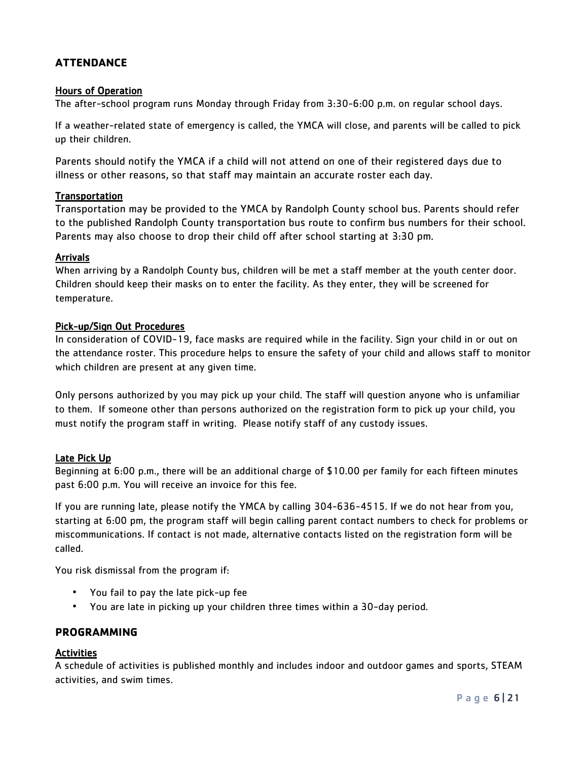## ATTENDANCE

### Hours of Operation

The after-school program runs Monday through Friday from 3:30-6:00 p.m. on regular school days.

If a weather-related state of emergency is called, the YMCA will close, and parents will be called to pick up their children.

Parents should notify the YMCA if a child will not attend on one of their registered days due to illness or other reasons, so that staff may maintain an accurate roster each day.

### Transportation

Transportation may be provided to the YMCA by Randolph County school bus. Parents should refer to the published Randolph County transportation bus route to confirm bus numbers for their school. Parents may also choose to drop their child off after school starting at 3:30 pm.

### Arrivals

When arriving by a Randolph County bus, children will be met a staff member at the youth center door. Children should keep their masks on to enter the facility. As they enter, they will be screened for temperature.

### Pick-up/Sign Out Procedures

In consideration of COVID-19, face masks are required while in the facility. Sign your child in or out on the attendance roster. This procedure helps to ensure the safety of your child and allows staff to monitor which children are present at any given time.

Only persons authorized by you may pick up your child. The staff will question anyone who is unfamiliar to them. If someone other than persons authorized on the registration form to pick up your child, you must notify the program staff in writing. Please notify staff of any custody issues.

### Late Pick Up

Beginning at 6:00 p.m., there will be an additional charge of $10.00 per family for each fifteen minutes past 6:00 p.m. You will receive an invoice for this fee.

If you are running late, please notify the YMCA by calling 304-636-4515. If we do not hear from you, starting at 6:00 pm, the program staff will begin calling parent contact numbers to check for problems or miscommunications. If contact is not made, alternative contacts listed on the registration form will be called.

You risk dismissal from the program if:

- You fail to pay the late pick-up fee
- You are late in picking up your children three times within a 30-day period.

## PROGRAMMING

### Activities

A schedule of activities is published monthly and includes indoor and outdoor games and sports, STEAM activities, and swim times.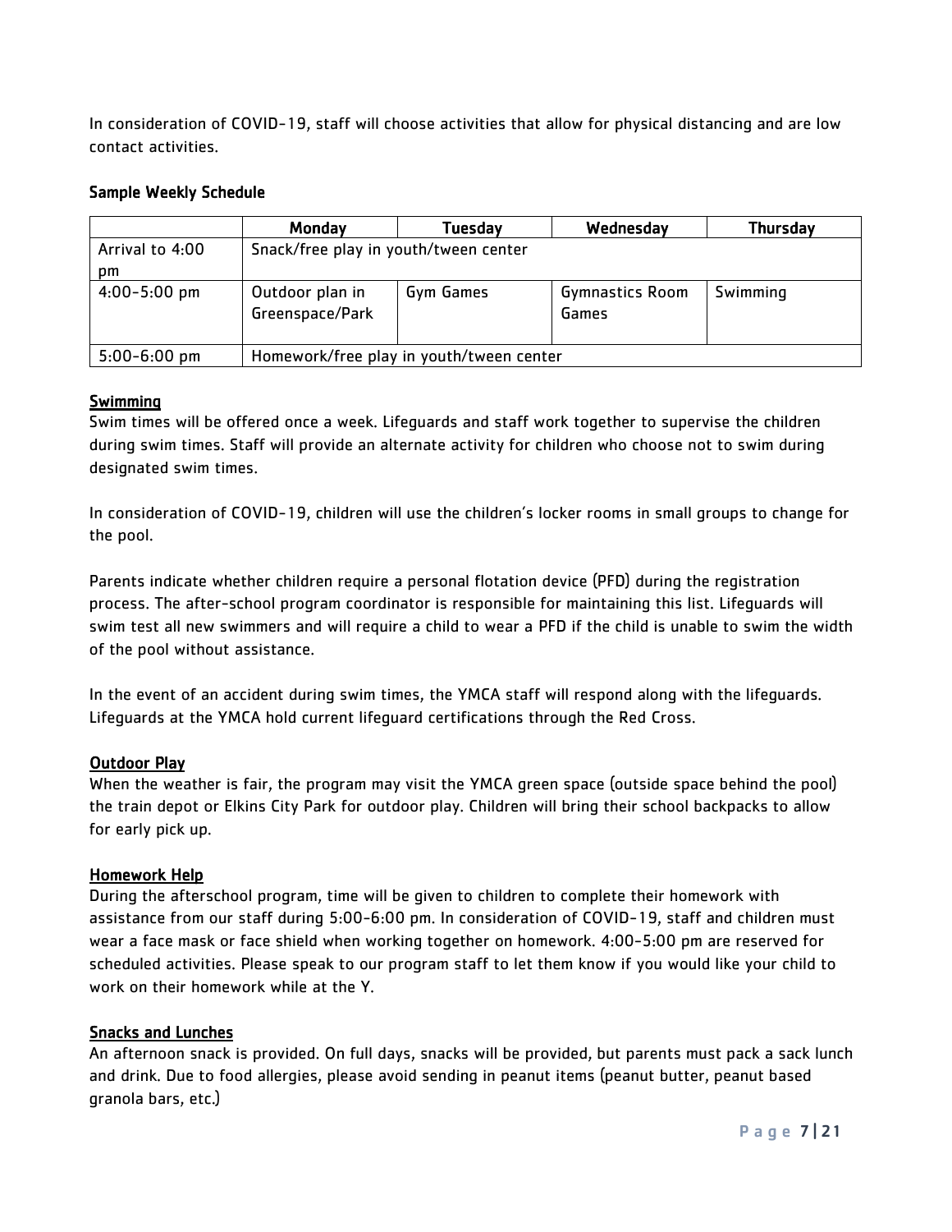In consideration of COVID-19, staff will choose activities that allow for physical distancing and are low contact activities.

**Sample Weekly Schedule**

| | Monday | Tuesday | Wednesday | Thursday |
|---|---|---|---|---|
| Arrival to 4:00 pm | Snack/free play in youth/tween center | | | |
| 4:00-5:00 pm | Outdoor plan in Greenspace/Park | Gym Games | Gymnastics Room Games | Swimming |
| 5:00-6:00 pm | Homework/free play in youth/tween center | | | |

**Swimming**

Swim times will be offered once a week. Lifeguards and staff work together to supervise the children during swim times. Staff will provide an alternate activity for children who choose not to swim during designated swim times.

In consideration of COVID-19, children will use the children's locker rooms in small groups to change for the pool.

Parents indicate whether children require a personal flotation device (PFD) during the registration process. The after-school program coordinator is responsible for maintaining this list. Lifeguards will swim test all new swimmers and will require a child to wear a PFD if the child is unable to swim the width of the pool without assistance.

In the event of an accident during swim times, the YMCA staff will respond along with the lifeguards. Lifeguards at the YMCA hold current lifeguard certifications through the Red Cross.

**Outdoor Play**

When the weather is fair, the program may visit the YMCA green space (outside space behind the pool) the train depot or Elkins City Park for outdoor play. Children will bring their school backpacks to allow for early pick up.

**Homework Help**

During the afterschool program, time will be given to children to complete their homework with assistance from our staff during 5:00-6:00 pm. In consideration of COVID-19, staff and children must wear a face mask or face shield when working together on homework. 4:00-5:00 pm are reserved for scheduled activities. Please speak to our program staff to let them know if you would like your child to work on their homework while at the Y.

**Snacks and Lunches**

An afternoon snack is provided. On full days, snacks will be provided, but parents must pack a sack lunch and drink. Due to food allergies, please avoid sending in peanut items (peanut butter, peanut based granola bars, etc.)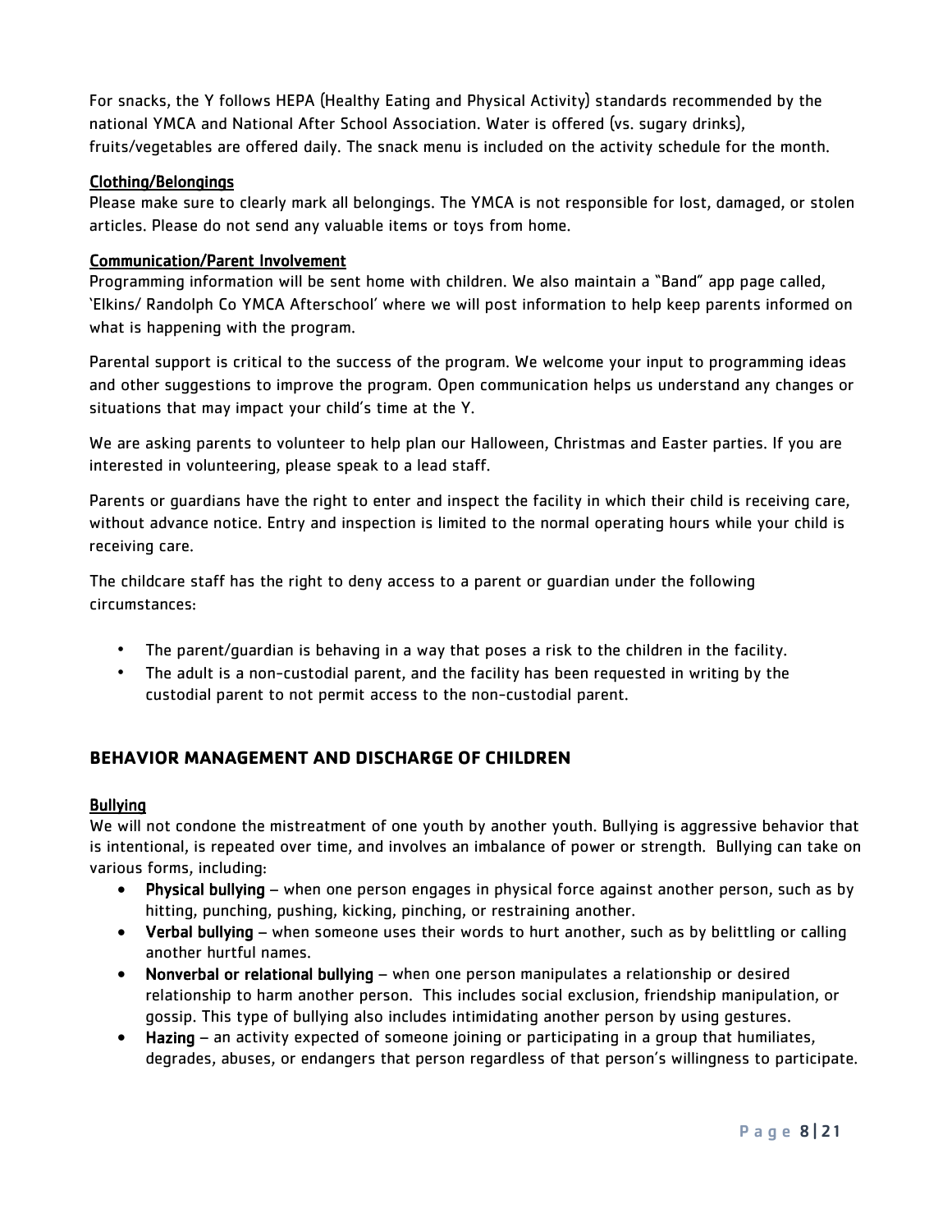For snacks, the Y follows HEPA (Healthy Eating and Physical Activity) standards recommended by the national YMCA and National After School Association. Water is offered (vs. sugary drinks), fruits/vegetables are offered daily. The snack menu is included on the activity schedule for the month.

### Clothing/Belongings

Please make sure to clearly mark all belongings. The YMCA is not responsible for lost, damaged, or stolen articles. Please do not send any valuable items or toys from home.

### Communication/Parent Involvement

Programming information will be sent home with children. We also maintain a "Band" app page called, 'Elkins/ Randolph Co YMCA Afterschool' where we will post information to help keep parents informed on what is happening with the program.

Parental support is critical to the success of the program. We welcome your input to programming ideas and other suggestions to improve the program. Open communication helps us understand any changes or situations that may impact your child's time at the Y.

We are asking parents to volunteer to help plan our Halloween, Christmas and Easter parties. If you are interested in volunteering, please speak to a lead staff.

Parents or guardians have the right to enter and inspect the facility in which their child is receiving care, without advance notice. Entry and inspection is limited to the normal operating hours while your child is receiving care.

The childcare staff has the right to deny access to a parent or guardian under the following circumstances:

- The parent/guardian is behaving in a way that poses a risk to the children in the facility.
- The adult is a non-custodial parent, and the facility has been requested in writing by the custodial parent to not permit access to the non-custodial parent.

## BEHAVIOR MANAGEMENT AND DISCHARGE OF CHILDREN

### Bullying

We will not condone the mistreatment of one youth by another youth. Bullying is aggressive behavior that is intentional, is repeated over time, and involves an imbalance of power or strength. Bullying can take on various forms, including:

- **Physical bullying** – when one person engages in physical force against another person, such as by hitting, punching, pushing, kicking, pinching, or restraining another.
- **Verbal bullying** – when someone uses their words to hurt another, such as by belittling or calling another hurtful names.
- **Nonverbal or relational bullying** – when one person manipulates a relationship or desired relationship to harm another person. This includes social exclusion, friendship manipulation, or gossip. This type of bullying also includes intimidating another person by using gestures.
- **Hazing** – an activity expected of someone joining or participating in a group that humiliates, degrades, abuses, or endangers that person regardless of that person's willingness to participate.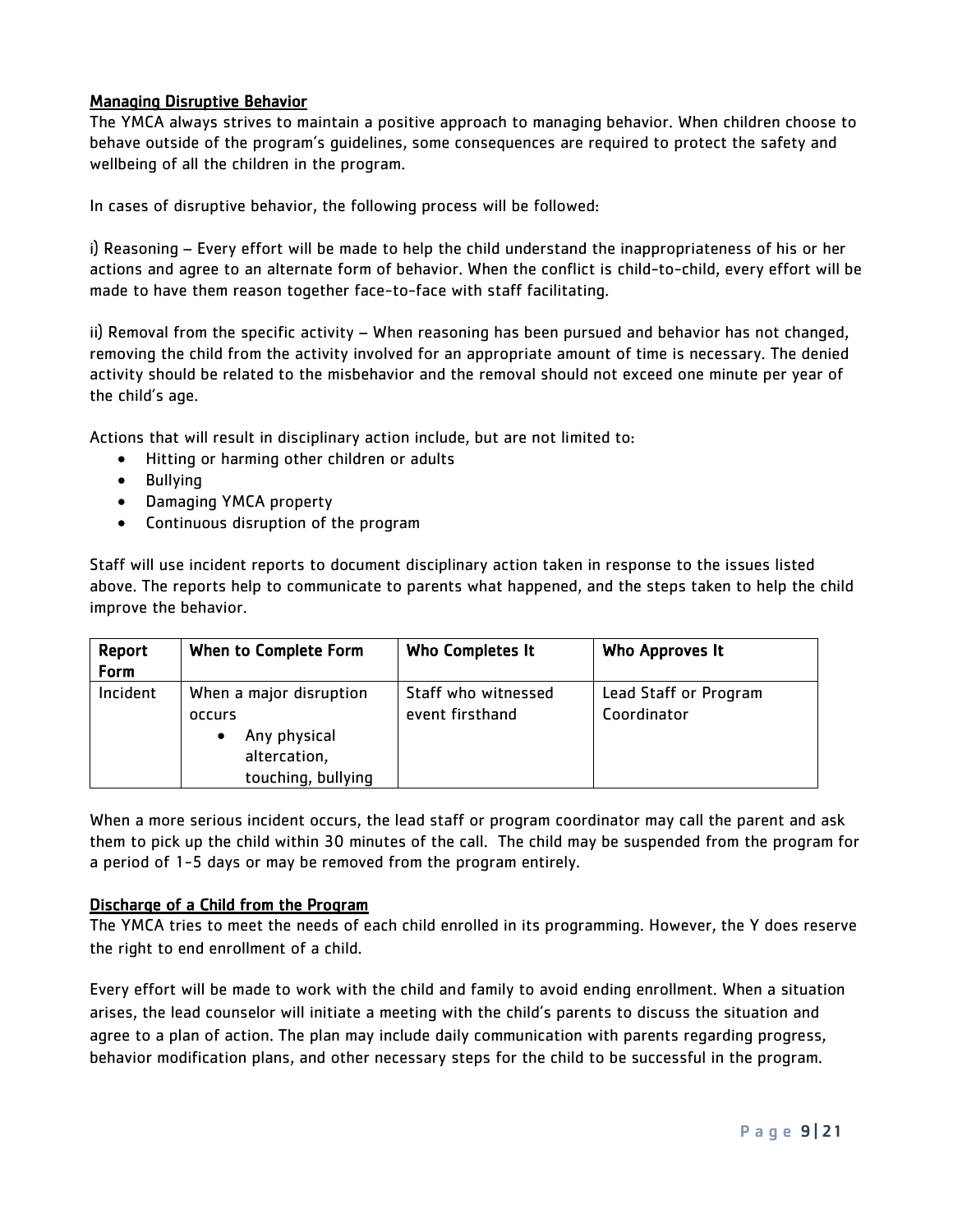## Managing Disruptive Behavior

The YMCA always strives to maintain a positive approach to managing behavior. When children choose to behave outside of the program's guidelines, some consequences are required to protect the safety and wellbeing of all the children in the program.

In cases of disruptive behavior, the following process will be followed:

i) Reasoning – Every effort will be made to help the child understand the inappropriateness of his or her actions and agree to an alternate form of behavior. When the conflict is child-to-child, every effort will be made to have them reason together face-to-face with staff facilitating.

ii) Removal from the specific activity – When reasoning has been pursued and behavior has not changed, removing the child from the activity involved for an appropriate amount of time is necessary. The denied activity should be related to the misbehavior and the removal should not exceed one minute per year of the child's age.

Actions that will result in disciplinary action include, but are not limited to:

- Hitting or harming other children or adults
- Bullying
- Damaging YMCA property
- Continuous disruption of the program

Staff will use incident reports to document disciplinary action taken in response to the issues listed above. The reports help to communicate to parents what happened, and the steps taken to help the child improve the behavior.

| Report Form | When to Complete Form | Who Completes It | Who Approves It |
|---|---|---|---|
| Incident | When a major disruption occurs<br>• Any physical altercation, touching, bullying | Staff who witnessed event firsthand | Lead Staff or Program Coordinator |

When a more serious incident occurs, the lead staff or program coordinator may call the parent and ask them to pick up the child within 30 minutes of the call. The child may be suspended from the program for a period of 1-5 days or may be removed from the program entirely.

## Discharge of a Child from the Program

The YMCA tries to meet the needs of each child enrolled in its programming. However, the Y does reserve the right to end enrollment of a child.

Every effort will be made to work with the child and family to avoid ending enrollment. When a situation arises, the lead counselor will initiate a meeting with the child's parents to discuss the situation and agree to a plan of action. The plan may include daily communication with parents regarding progress, behavior modification plans, and other necessary steps for the child to be successful in the program.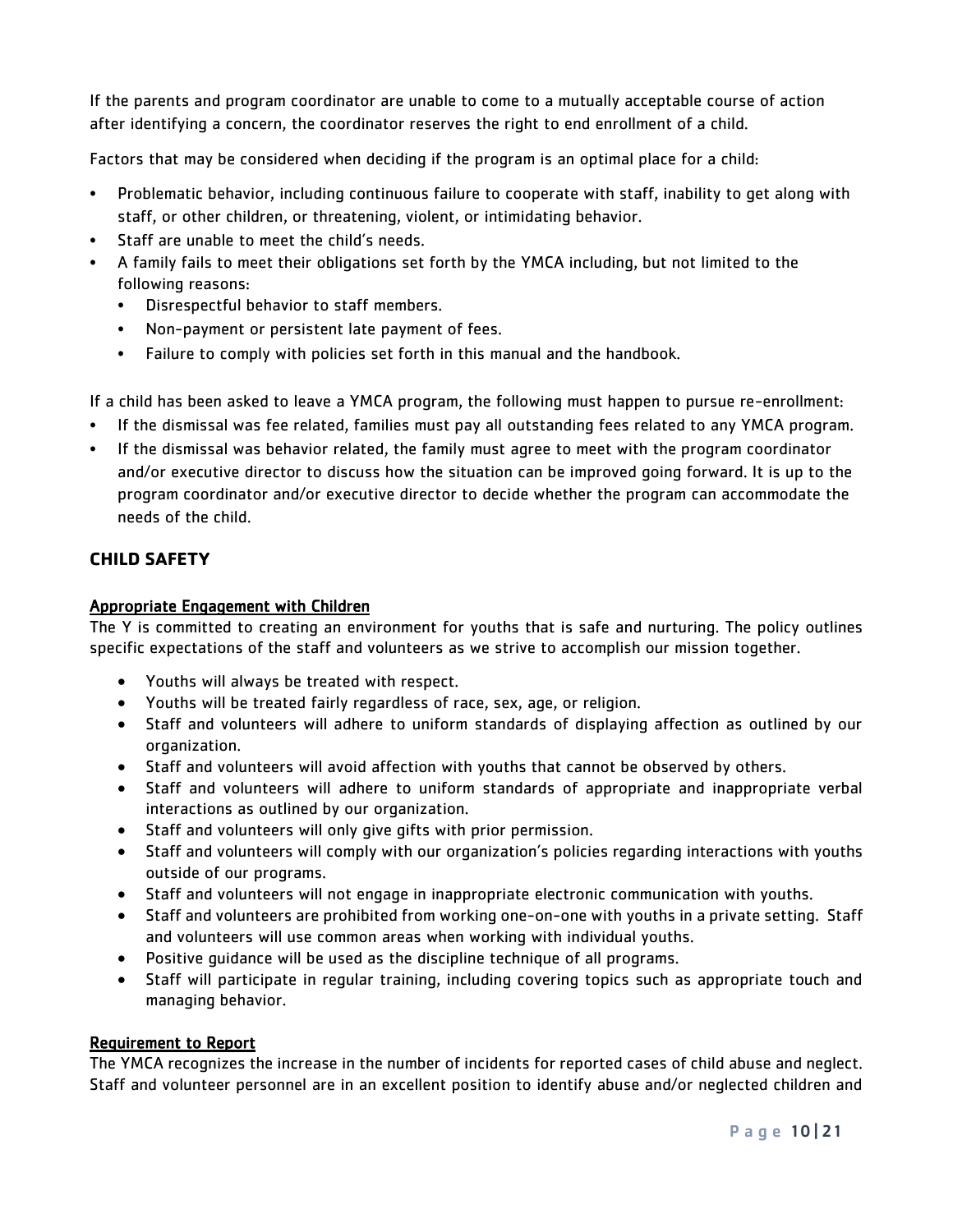If the parents and program coordinator are unable to come to a mutually acceptable course of action after identifying a concern, the coordinator reserves the right to end enrollment of a child.

Factors that may be considered when deciding if the program is an optimal place for a child:

- Problematic behavior, including continuous failure to cooperate with staff, inability to get along with staff, or other children, or threatening, violent, or intimidating behavior.
- Staff are unable to meet the child's needs.
- A family fails to meet their obligations set forth by the YMCA including, but not limited to the following reasons:
  - Disrespectful behavior to staff members.
  - Non-payment or persistent late payment of fees.
  - Failure to comply with policies set forth in this manual and the handbook.

If a child has been asked to leave a YMCA program, the following must happen to pursue re-enrollment:

- If the dismissal was fee related, families must pay all outstanding fees related to any YMCA program.
- If the dismissal was behavior related, the family must agree to meet with the program coordinator and/or executive director to discuss how the situation can be improved going forward. It is up to the program coordinator and/or executive director to decide whether the program can accommodate the needs of the child.

## CHILD SAFETY

### Appropriate Engagement with Children

The Y is committed to creating an environment for youths that is safe and nurturing. The policy outlines specific expectations of the staff and volunteers as we strive to accomplish our mission together.

- Youths will always be treated with respect.
- Youths will be treated fairly regardless of race, sex, age, or religion.
- Staff and volunteers will adhere to uniform standards of displaying affection as outlined by our organization.
- Staff and volunteers will avoid affection with youths that cannot be observed by others.
- Staff and volunteers will adhere to uniform standards of appropriate and inappropriate verbal interactions as outlined by our organization.
- Staff and volunteers will only give gifts with prior permission.
- Staff and volunteers will comply with our organization's policies regarding interactions with youths outside of our programs.
- Staff and volunteers will not engage in inappropriate electronic communication with youths.
- Staff and volunteers are prohibited from working one-on-one with youths in a private setting. Staff and volunteers will use common areas when working with individual youths.
- Positive guidance will be used as the discipline technique of all programs.
- Staff will participate in regular training, including covering topics such as appropriate touch and managing behavior.

### Requirement to Report

The YMCA recognizes the increase in the number of incidents for reported cases of child abuse and neglect. Staff and volunteer personnel are in an excellent position to identify abuse and/or neglected children and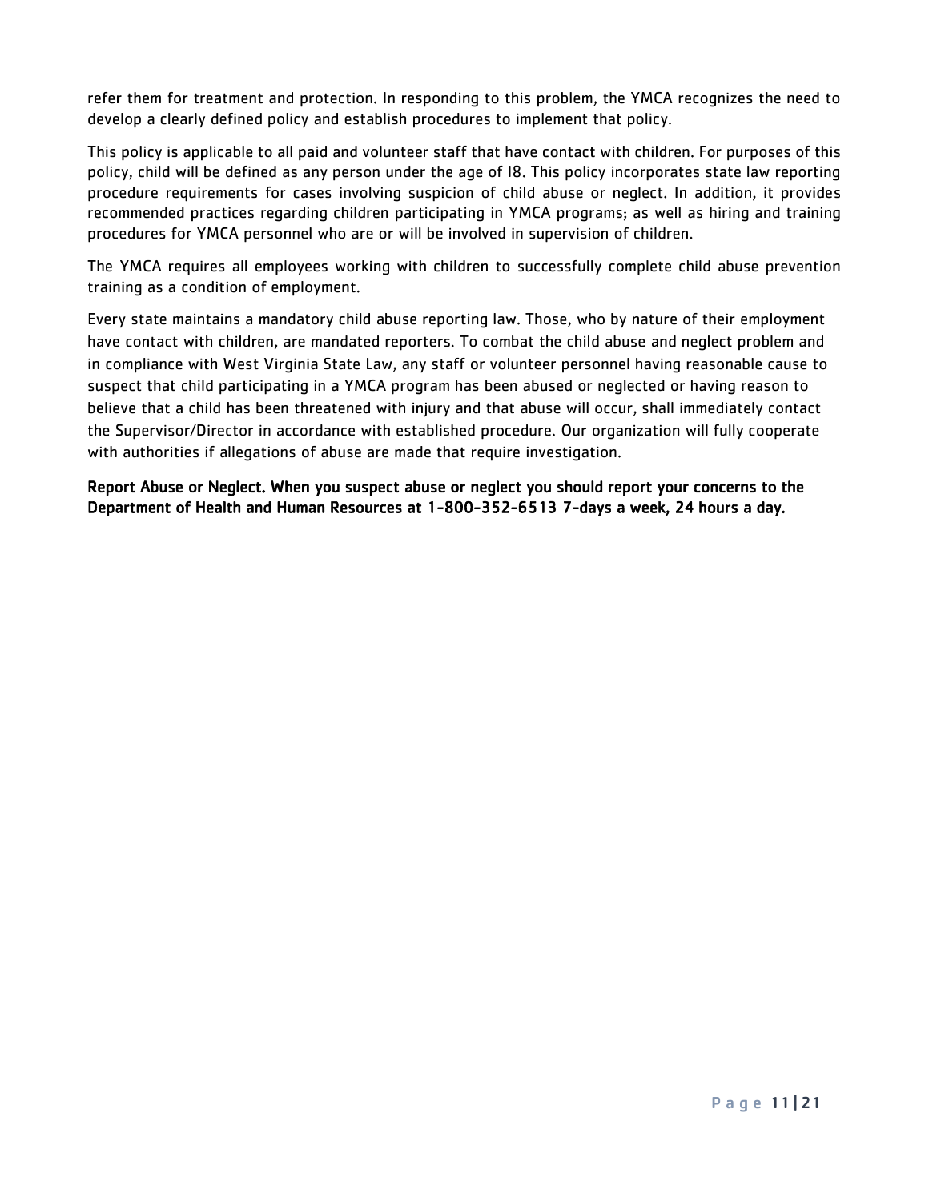refer them for treatment and protection. In responding to this problem, the YMCA recognizes the need to develop a clearly defined policy and establish procedures to implement that policy.

This policy is applicable to all paid and volunteer staff that have contact with children. For purposes of this policy, child will be defined as any person under the age of 18. This policy incorporates state law reporting procedure requirements for cases involving suspicion of child abuse or neglect. In addition, it provides recommended practices regarding children participating in YMCA programs; as well as hiring and training procedures for YMCA personnel who are or will be involved in supervision of children.

The YMCA requires all employees working with children to successfully complete child abuse prevention training as a condition of employment.

Every state maintains a mandatory child abuse reporting law. Those, who by nature of their employment have contact with children, are mandated reporters. To combat the child abuse and neglect problem and in compliance with West Virginia State Law, any staff or volunteer personnel having reasonable cause to suspect that child participating in a YMCA program has been abused or neglected or having reason to believe that a child has been threatened with injury and that abuse will occur, shall immediately contact the Supervisor/Director in accordance with established procedure. Our organization will fully cooperate with authorities if allegations of abuse are made that require investigation.

**Report Abuse or Neglect. When you suspect abuse or neglect you should report your concerns to the Department of Health and Human Resources at 1-800-352-6513 7-days a week, 24 hours a day.**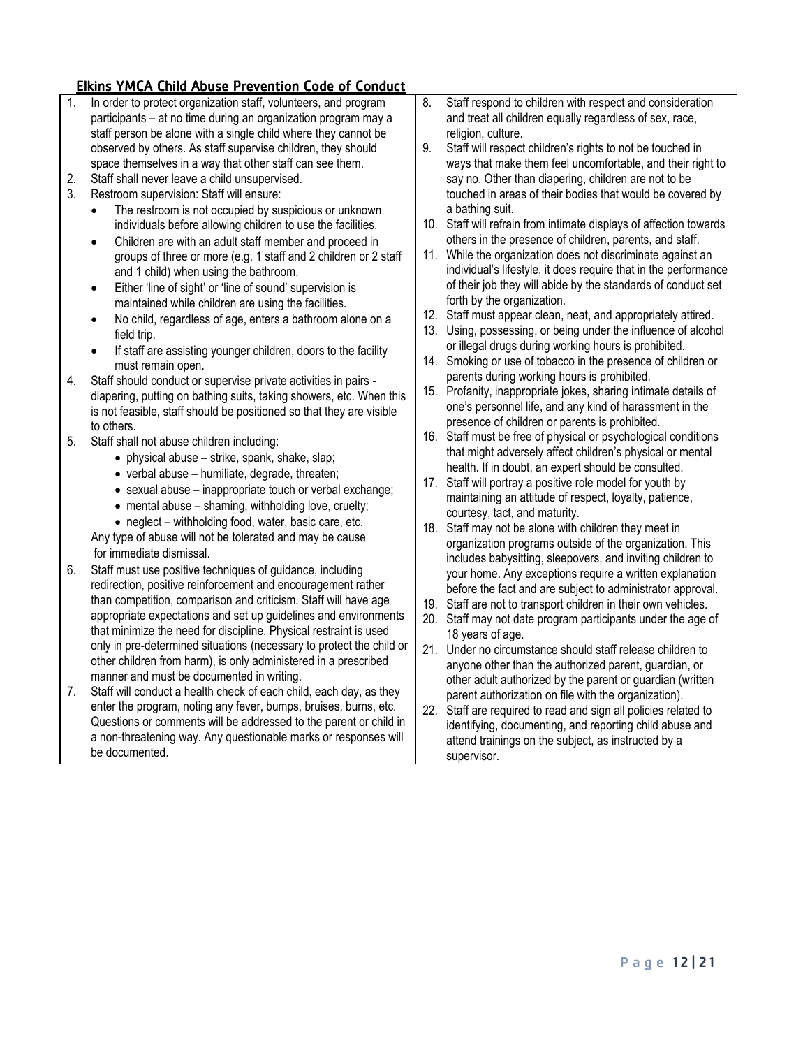## Elkins YMCA Child Abuse Prevention Code of Conduct

1. In order to protect organization staff, volunteers, and program participants – at no time during an organization program may a staff person be alone with a single child where they cannot be observed by others. As staff supervise children, they should space themselves in a way that other staff can see them.
2. Staff shall never leave a child unsupervised.
3. Restroom supervision: Staff will ensure:
   - The restroom is not occupied by suspicious or unknown individuals before allowing children to use the facilities.
   - Children are with an adult staff member and proceed in groups of three or more (e.g. 1 staff and 2 children or 2 staff and 1 child) when using the bathroom.
   - Either 'line of sight' or 'line of sound' supervision is maintained while children are using the facilities.
   - No child, regardless of age, enters a bathroom alone on a field trip.
   - If staff are assisting younger children, doors to the facility must remain open.
4. Staff should conduct or supervise private activities in pairs - diapering, putting on bathing suits, taking showers, etc. When this is not feasible, staff should be positioned so that they are visible to others.
5. Staff shall not abuse children including:
   - physical abuse – strike, spank, shake, slap;
   - verbal abuse – humiliate, degrade, threaten;
   - sexual abuse – inappropriate touch or verbal exchange;
   - mental abuse – shaming, withholding love, cruelty;
   - neglect – withholding food, water, basic care, etc.

   Any type of abuse will not be tolerated and may be cause for immediate dismissal.
6. Staff must use positive techniques of guidance, including redirection, positive reinforcement and encouragement rather than competition, comparison and criticism. Staff will have age appropriate expectations and set up guidelines and environments that minimize the need for discipline. Physical restraint is used only in pre-determined situations (necessary to protect the child or other children from harm), is only administered in a prescribed manner and must be documented in writing.
7. Staff will conduct a health check of each child, each day, as they enter the program, noting any fever, bumps, bruises, burns, etc. Questions or comments will be addressed to the parent or child in a non-threatening way. Any questionable marks or responses will be documented.
8. Staff respond to children with respect and consideration and treat all children equally regardless of sex, race, religion, culture.
9. Staff will respect children's rights to not be touched in ways that make them feel uncomfortable, and their right to say no. Other than diapering, children are not to be touched in areas of their bodies that would be covered by a bathing suit.
10. Staff will refrain from intimate displays of affection towards others in the presence of children, parents, and staff.
11. While the organization does not discriminate against an individual's lifestyle, it does require that in the performance of their job they will abide by the standards of conduct set forth by the organization.
12. Staff must appear clean, neat, and appropriately attired.
13. Using, possessing, or being under the influence of alcohol or illegal drugs during working hours is prohibited.
14. Smoking or use of tobacco in the presence of children or parents during working hours is prohibited.
15. Profanity, inappropriate jokes, sharing intimate details of one's personnel life, and any kind of harassment in the presence of children or parents is prohibited.
16. Staff must be free of physical or psychological conditions that might adversely affect children's physical or mental health. If in doubt, an expert should be consulted.
17. Staff will portray a positive role model for youth by maintaining an attitude of respect, loyalty, patience, courtesy, tact, and maturity.
18. Staff may not be alone with children they meet in organization programs outside of the organization. This includes babysitting, sleepovers, and inviting children to your home. Any exceptions require a written explanation before the fact and are subject to administrator approval.
19. Staff are not to transport children in their own vehicles.
20. Staff may not date program participants under the age of 18 years of age.
21. Under no circumstance should staff release children to anyone other than the authorized parent, guardian, or other adult authorized by the parent or guardian (written parent authorization on file with the organization).
22. Staff are required to read and sign all policies related to identifying, documenting, and reporting child abuse and attend trainings on the subject, as instructed by a supervisor.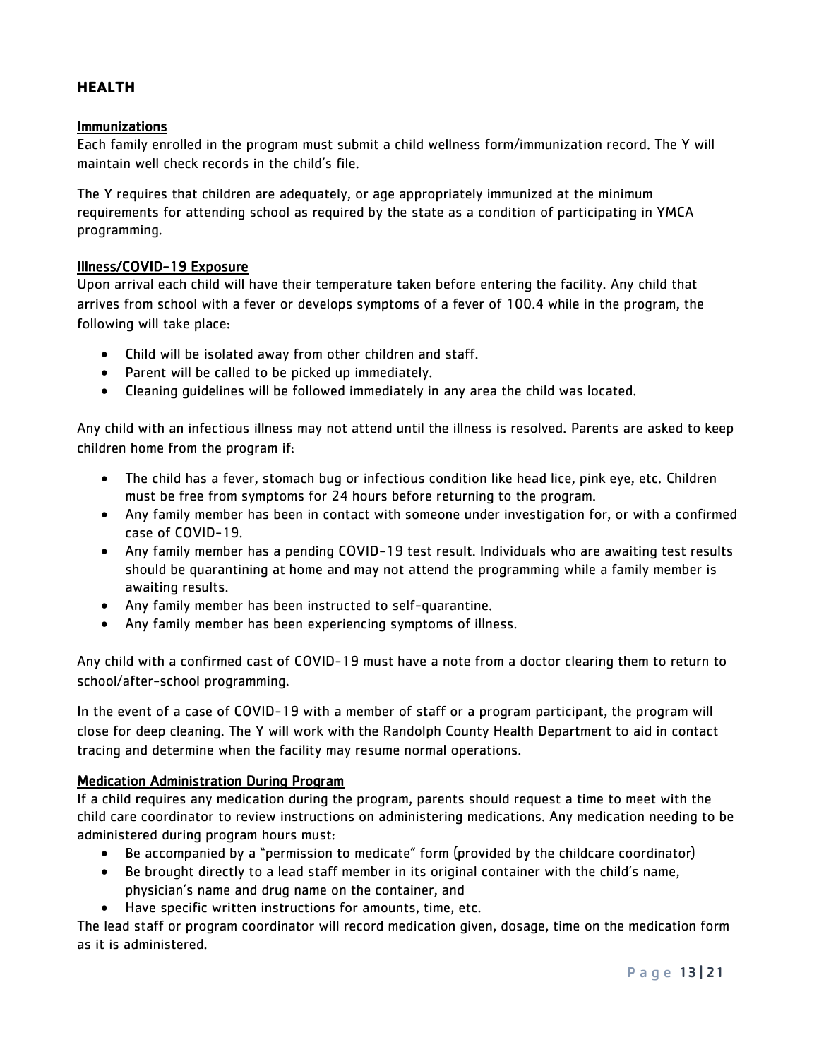## HEALTH

### Immunizations

Each family enrolled in the program must submit a child wellness form/immunization record. The Y will maintain well check records in the child's file.

The Y requires that children are adequately, or age appropriately immunized at the minimum requirements for attending school as required by the state as a condition of participating in YMCA programming.

### Illness/COVID-19 Exposure

Upon arrival each child will have their temperature taken before entering the facility. Any child that arrives from school with a fever or develops symptoms of a fever of 100.4 while in the program, the following will take place:

- Child will be isolated away from other children and staff.
- Parent will be called to be picked up immediately.
- Cleaning guidelines will be followed immediately in any area the child was located.

Any child with an infectious illness may not attend until the illness is resolved. Parents are asked to keep children home from the program if:

- The child has a fever, stomach bug or infectious condition like head lice, pink eye, etc. Children must be free from symptoms for 24 hours before returning to the program.
- Any family member has been in contact with someone under investigation for, or with a confirmed case of COVID-19.
- Any family member has a pending COVID-19 test result. Individuals who are awaiting test results should be quarantining at home and may not attend the programming while a family member is awaiting results.
- Any family member has been instructed to self-quarantine.
- Any family member has been experiencing symptoms of illness.

Any child with a confirmed cast of COVID-19 must have a note from a doctor clearing them to return to school/after-school programming.

In the event of a case of COVID-19 with a member of staff or a program participant, the program will close for deep cleaning. The Y will work with the Randolph County Health Department to aid in contact tracing and determine when the facility may resume normal operations.

### Medication Administration During Program

If a child requires any medication during the program, parents should request a time to meet with the child care coordinator to review instructions on administering medications. Any medication needing to be administered during program hours must:

- Be accompanied by a "permission to medicate" form (provided by the childcare coordinator)
- Be brought directly to a lead staff member in its original container with the child's name, physician's name and drug name on the container, and
- Have specific written instructions for amounts, time, etc.

The lead staff or program coordinator will record medication given, dosage, time on the medication form as it is administered.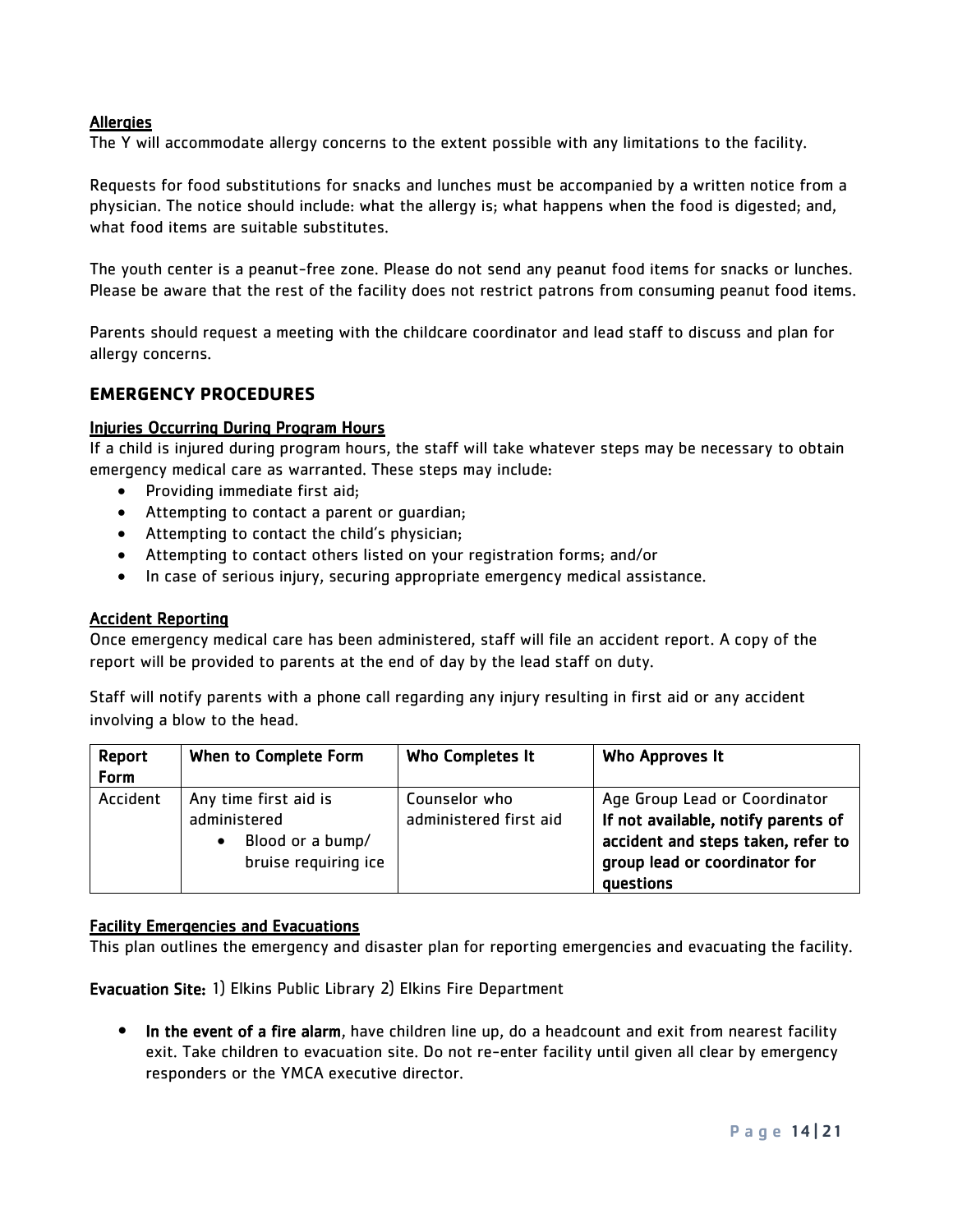### Allergies

The Y will accommodate allergy concerns to the extent possible with any limitations to the facility.

Requests for food substitutions for snacks and lunches must be accompanied by a written notice from a physician. The notice should include: what the allergy is; what happens when the food is digested; and, what food items are suitable substitutes.

The youth center is a peanut-free zone. Please do not send any peanut food items for snacks or lunches. Please be aware that the rest of the facility does not restrict patrons from consuming peanut food items.

Parents should request a meeting with the childcare coordinator and lead staff to discuss and plan for allergy concerns.

## EMERGENCY PROCEDURES

### Injuries Occurring During Program Hours

If a child is injured during program hours, the staff will take whatever steps may be necessary to obtain emergency medical care as warranted. These steps may include:

- Providing immediate first aid;
- Attempting to contact a parent or guardian;
- Attempting to contact the child's physician;
- Attempting to contact others listed on your registration forms; and/or
- In case of serious injury, securing appropriate emergency medical assistance.

### Accident Reporting

Once emergency medical care has been administered, staff will file an accident report. A copy of the report will be provided to parents at the end of day by the lead staff on duty.

Staff will notify parents with a phone call regarding any injury resulting in first aid or any accident involving a blow to the head.

| Report Form | When to Complete Form | Who Completes It | Who Approves It |
|---|---|---|---|
| Accident | Any time first aid is administered<br>• Blood or a bump/ bruise requiring ice | Counselor who administered first aid | Age Group Lead or Coordinator<br>**If not available, notify parents of accident and steps taken, refer to group lead or coordinator for questions** |

### Facility Emergencies and Evacuations

This plan outlines the emergency and disaster plan for reporting emergencies and evacuating the facility.

**Evacuation Site:** 1) Elkins Public Library 2) Elkins Fire Department

- **In the event of a fire alarm**, have children line up, do a headcount and exit from nearest facility exit. Take children to evacuation site. Do not re-enter facility until given all clear by emergency responders or the YMCA executive director.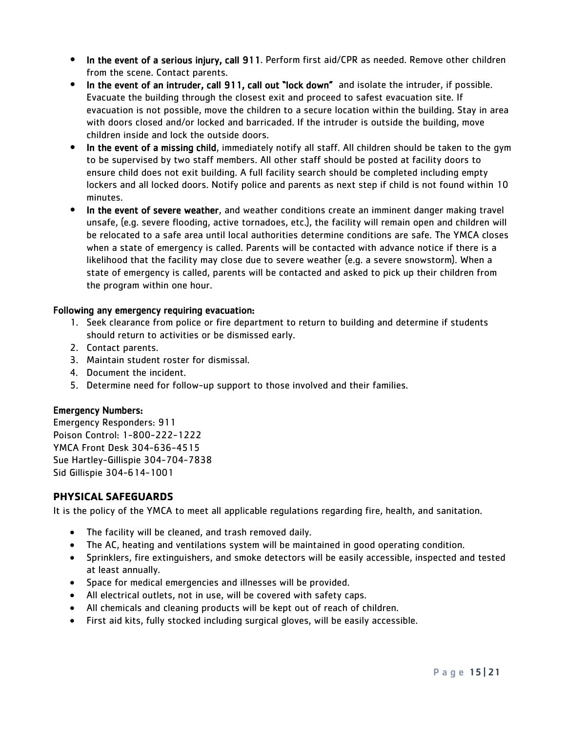- **In the event of a serious injury, call 911**. Perform first aid/CPR as needed. Remove other children from the scene. Contact parents.
- **In the event of an intruder, call 911, call out "lock down"** and isolate the intruder, if possible. Evacuate the building through the closest exit and proceed to safest evacuation site. If evacuation is not possible, move the children to a secure location within the building. Stay in area with doors closed and/or locked and barricaded. If the intruder is outside the building, move children inside and lock the outside doors.
- **In the event of a missing child**, immediately notify all staff. All children should be taken to the gym to be supervised by two staff members. All other staff should be posted at facility doors to ensure child does not exit building. A full facility search should be completed including empty lockers and all locked doors. Notify police and parents as next step if child is not found within 10 minutes.
- **In the event of severe weather**, and weather conditions create an imminent danger making travel unsafe, (e.g. severe flooding, active tornadoes, etc.), the facility will remain open and children will be relocated to a safe area until local authorities determine conditions are safe. The YMCA closes when a state of emergency is called. Parents will be contacted with advance notice if there is a likelihood that the facility may close due to severe weather (e.g. a severe snowstorm). When a state of emergency is called, parents will be contacted and asked to pick up their children from the program within one hour.

**Following any emergency requiring evacuation:**

1. Seek clearance from police or fire department to return to building and determine if students should return to activities or be dismissed early.
2. Contact parents.
3. Maintain student roster for dismissal.
4. Document the incident.
5. Determine need for follow-up support to those involved and their families.

**Emergency Numbers:**

Emergency Responders: 911
Poison Control: 1-800-222-1222
YMCA Front Desk 304-636-4515
Sue Hartley-Gillispie 304-704-7838
Sid Gillispie 304-614-1001

## PHYSICAL SAFEGUARDS

It is the policy of the YMCA to meet all applicable regulations regarding fire, health, and sanitation.

- The facility will be cleaned, and trash removed daily.
- The AC, heating and ventilations system will be maintained in good operating condition.
- Sprinklers, fire extinguishers, and smoke detectors will be easily accessible, inspected and tested at least annually.
- Space for medical emergencies and illnesses will be provided.
- All electrical outlets, not in use, will be covered with safety caps.
- All chemicals and cleaning products will be kept out of reach of children.
- First aid kits, fully stocked including surgical gloves, will be easily accessible.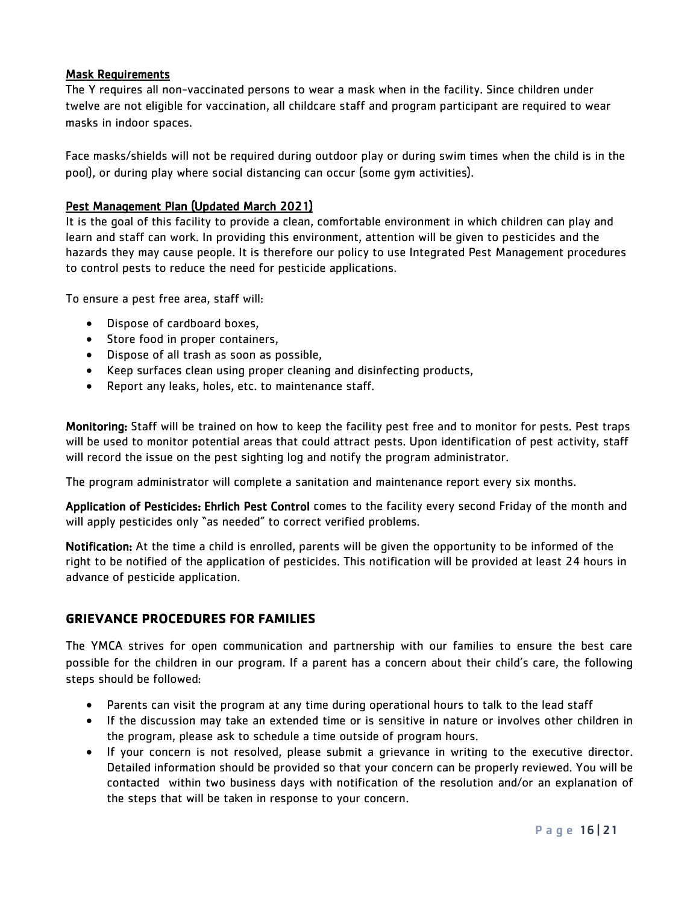<u>**Mask Requirements**</u>

The Y requires all non-vaccinated persons to wear a mask when in the facility. Since children under twelve are not eligible for vaccination, all childcare staff and program participant are required to wear masks in indoor spaces.

Face masks/shields will not be required during outdoor play or during swim times when the child is in the pool), or during play where social distancing can occur (some gym activities).

<u>**Pest Management Plan (Updated March 2021)**</u>

It is the goal of this facility to provide a clean, comfortable environment in which children can play and learn and staff can work. In providing this environment, attention will be given to pesticides and the hazards they may cause people. It is therefore our policy to use Integrated Pest Management procedures to control pests to reduce the need for pesticide applications.

To ensure a pest free area, staff will:

- Dispose of cardboard boxes,
- Store food in proper containers,
- Dispose of all trash as soon as possible,
- Keep surfaces clean using proper cleaning and disinfecting products,
- Report any leaks, holes, etc. to maintenance staff.

**Monitoring:** Staff will be trained on how to keep the facility pest free and to monitor for pests. Pest traps will be used to monitor potential areas that could attract pests. Upon identification of pest activity, staff will record the issue on the pest sighting log and notify the program administrator.

The program administrator will complete a sanitation and maintenance report every six months.

**Application of Pesticides: Ehrlich Pest Control** comes to the facility every second Friday of the month and will apply pesticides only "as needed" to correct verified problems.

**Notification:** At the time a child is enrolled, parents will be given the opportunity to be informed of the right to be notified of the application of pesticides. This notification will be provided at least 24 hours in advance of pesticide application.

## GRIEVANCE PROCEDURES FOR FAMILIES

The YMCA strives for open communication and partnership with our families to ensure the best care possible for the children in our program. If a parent has a concern about their child's care, the following steps should be followed:

- Parents can visit the program at any time during operational hours to talk to the lead staff
- If the discussion may take an extended time or is sensitive in nature or involves other children in the program, please ask to schedule a time outside of program hours.
- If your concern is not resolved, please submit a grievance in writing to the executive director. Detailed information should be provided so that your concern can be properly reviewed. You will be contacted within two business days with notification of the resolution and/or an explanation of the steps that will be taken in response to your concern.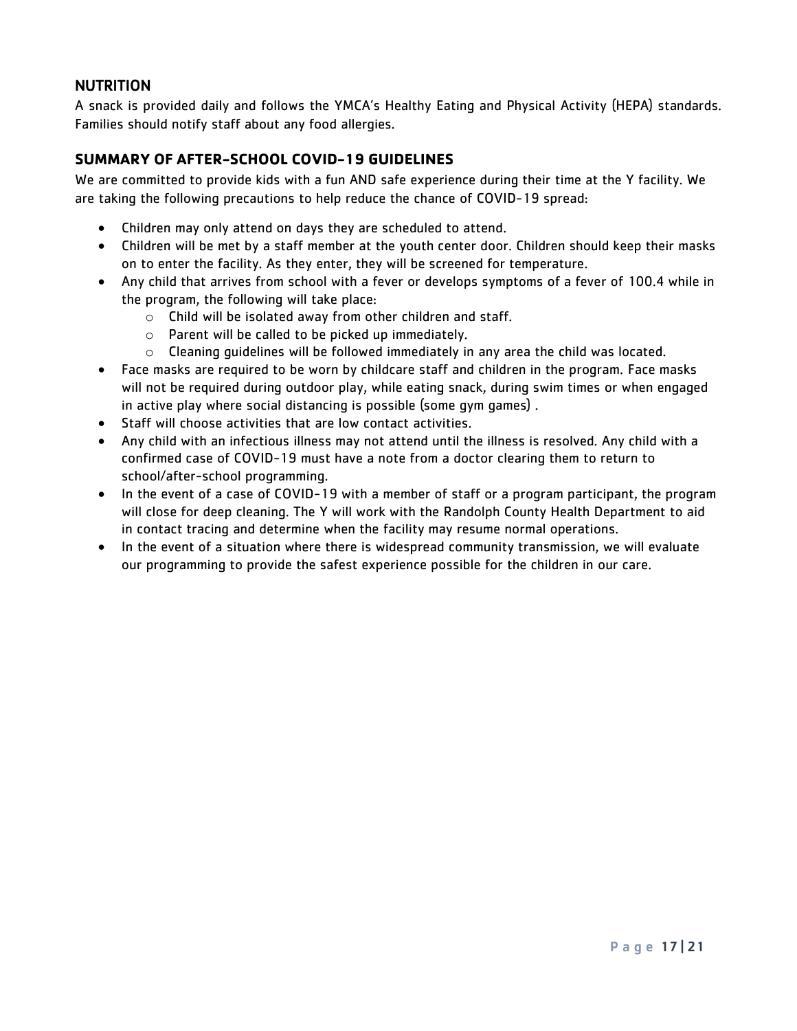## NUTRITION

A snack is provided daily and follows the YMCA's Healthy Eating and Physical Activity (HEPA) standards. Families should notify staff about any food allergies.

## SUMMARY OF AFTER-SCHOOL COVID-19 GUIDELINES

We are committed to provide kids with a fun AND safe experience during their time at the Y facility. We are taking the following precautions to help reduce the chance of COVID-19 spread:

- Children may only attend on days they are scheduled to attend.
- Children will be met by a staff member at the youth center door. Children should keep their masks on to enter the facility. As they enter, they will be screened for temperature.
- Any child that arrives from school with a fever or develops symptoms of a fever of 100.4 while in the program, the following will take place:
  - Child will be isolated away from other children and staff.
  - Parent will be called to be picked up immediately.
  - Cleaning guidelines will be followed immediately in any area the child was located.
- Face masks are required to be worn by childcare staff and children in the program. Face masks will not be required during outdoor play, while eating snack, during swim times or when engaged in active play where social distancing is possible (some gym games) .
- Staff will choose activities that are low contact activities.
- Any child with an infectious illness may not attend until the illness is resolved. Any child with a confirmed case of COVID-19 must have a note from a doctor clearing them to return to school/after-school programming.
- In the event of a case of COVID-19 with a member of staff or a program participant, the program will close for deep cleaning. The Y will work with the Randolph County Health Department to aid in contact tracing and determine when the facility may resume normal operations.
- In the event of a situation where there is widespread community transmission, we will evaluate our programming to provide the safest experience possible for the children in our care.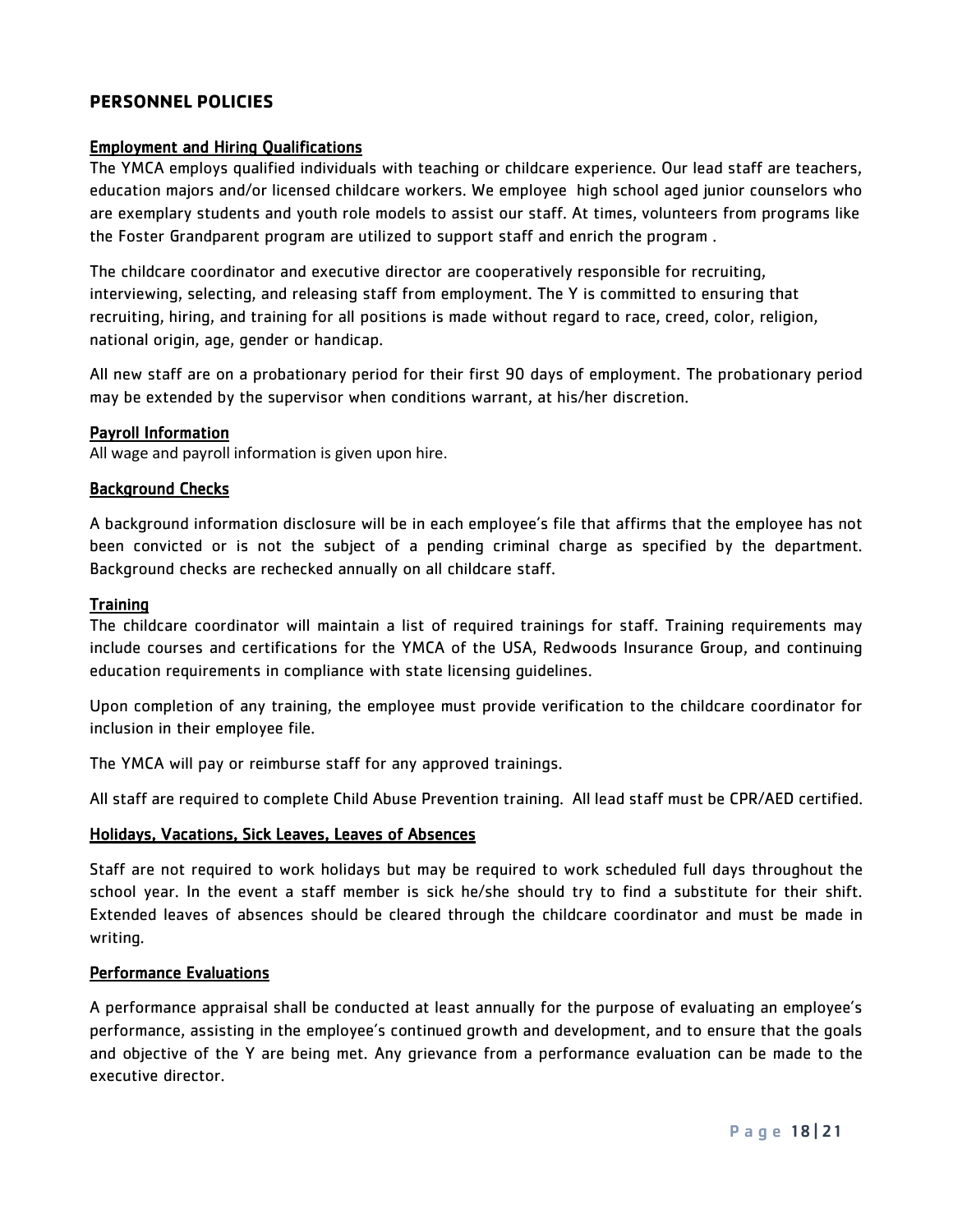## PERSONNEL POLICIES

### Employment and Hiring Qualifications

The YMCA employs qualified individuals with teaching or childcare experience. Our lead staff are teachers, education majors and/or licensed childcare workers. We employee high school aged junior counselors who are exemplary students and youth role models to assist our staff. At times, volunteers from programs like the Foster Grandparent program are utilized to support staff and enrich the program .

The childcare coordinator and executive director are cooperatively responsible for recruiting, interviewing, selecting, and releasing staff from employment. The Y is committed to ensuring that recruiting, hiring, and training for all positions is made without regard to race, creed, color, religion, national origin, age, gender or handicap.

All new staff are on a probationary period for their first 90 days of employment. The probationary period may be extended by the supervisor when conditions warrant, at his/her discretion.

### Payroll Information

All wage and payroll information is given upon hire.

### Background Checks

A background information disclosure will be in each employee's file that affirms that the employee has not been convicted or is not the subject of a pending criminal charge as specified by the department. Background checks are rechecked annually on all childcare staff.

### Training

The childcare coordinator will maintain a list of required trainings for staff. Training requirements may include courses and certifications for the YMCA of the USA, Redwoods Insurance Group, and continuing education requirements in compliance with state licensing guidelines.

Upon completion of any training, the employee must provide verification to the childcare coordinator for inclusion in their employee file.

The YMCA will pay or reimburse staff for any approved trainings.

All staff are required to complete Child Abuse Prevention training. All lead staff must be CPR/AED certified.

### Holidays, Vacations, Sick Leaves, Leaves of Absences

Staff are not required to work holidays but may be required to work scheduled full days throughout the school year. In the event a staff member is sick he/she should try to find a substitute for their shift. Extended leaves of absences should be cleared through the childcare coordinator and must be made in writing.

### Performance Evaluations

A performance appraisal shall be conducted at least annually for the purpose of evaluating an employee's performance, assisting in the employee's continued growth and development, and to ensure that the goals and objective of the Y are being met. Any grievance from a performance evaluation can be made to the executive director.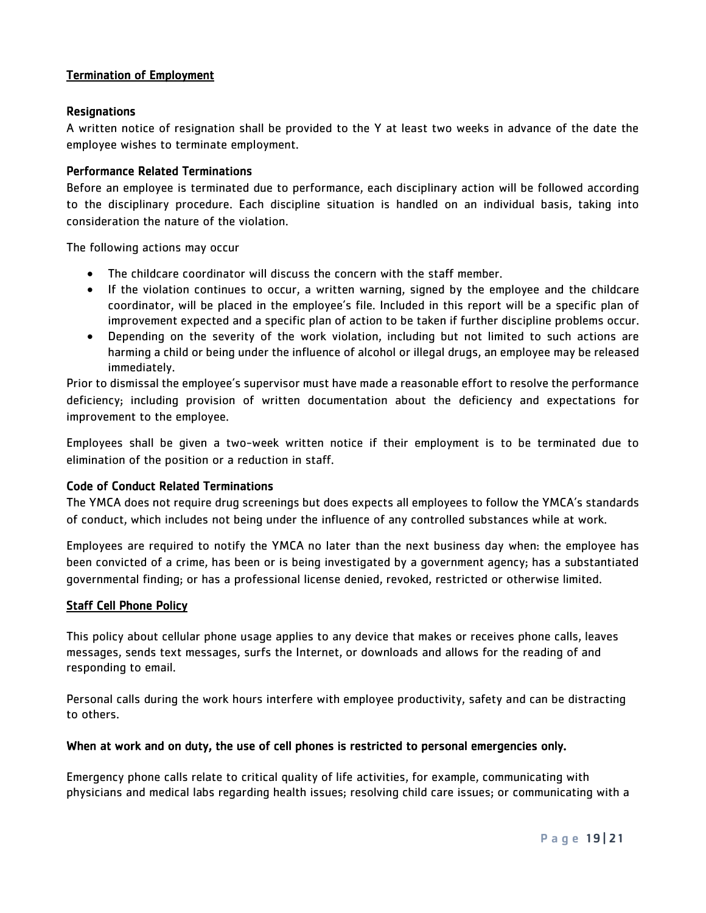## Termination of Employment

### Resignations

A written notice of resignation shall be provided to the Y at least two weeks in advance of the date the employee wishes to terminate employment.

### Performance Related Terminations

Before an employee is terminated due to performance, each disciplinary action will be followed according to the disciplinary procedure. Each discipline situation is handled on an individual basis, taking into consideration the nature of the violation.

The following actions may occur

- The childcare coordinator will discuss the concern with the staff member.
- If the violation continues to occur, a written warning, signed by the employee and the childcare coordinator, will be placed in the employee's file. Included in this report will be a specific plan of improvement expected and a specific plan of action to be taken if further discipline problems occur.
- Depending on the severity of the work violation, including but not limited to such actions are harming a child or being under the influence of alcohol or illegal drugs, an employee may be released immediately.

Prior to dismissal the employee's supervisor must have made a reasonable effort to resolve the performance deficiency; including provision of written documentation about the deficiency and expectations for improvement to the employee.

Employees shall be given a two-week written notice if their employment is to be terminated due to elimination of the position or a reduction in staff.

### Code of Conduct Related Terminations

The YMCA does not require drug screenings but does expects all employees to follow the YMCA's standards of conduct, which includes not being under the influence of any controlled substances while at work.

Employees are required to notify the YMCA no later than the next business day when: the employee has been convicted of a crime, has been or is being investigated by a government agency; has a substantiated governmental finding; or has a professional license denied, revoked, restricted or otherwise limited.

## Staff Cell Phone Policy

This policy about cellular phone usage applies to any device that makes or receives phone calls, leaves messages, sends text messages, surfs the Internet, or downloads and allows for the reading of and responding to email.

Personal calls during the work hours interfere with employee productivity, safety and can be distracting to others.

**When at work and on duty, the use of cell phones is restricted to personal emergencies only.**

Emergency phone calls relate to critical quality of life activities, for example, communicating with physicians and medical labs regarding health issues; resolving child care issues; or communicating with a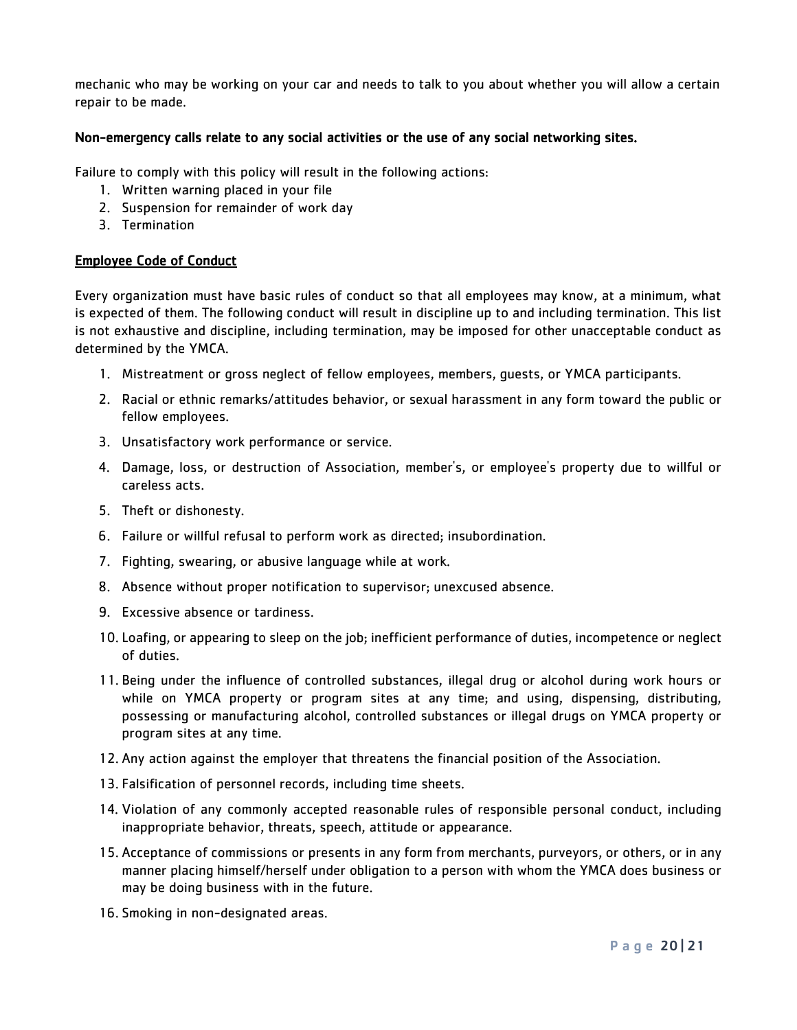mechanic who may be working on your car and needs to talk to you about whether you will allow a certain repair to be made.

**Non-emergency calls relate to any social activities or the use of any social networking sites.**

Failure to comply with this policy will result in the following actions:

1. Written warning placed in your file
2. Suspension for remainder of work day
3. Termination

## Employee Code of Conduct

Every organization must have basic rules of conduct so that all employees may know, at a minimum, what is expected of them. The following conduct will result in discipline up to and including termination. This list is not exhaustive and discipline, including termination, may be imposed for other unacceptable conduct as determined by the YMCA.

1. Mistreatment or gross neglect of fellow employees, members, guests, or YMCA participants.
2. Racial or ethnic remarks/attitudes behavior, or sexual harassment in any form toward the public or fellow employees.
3. Unsatisfactory work performance or service.
4. Damage, loss, or destruction of Association, member's, or employee's property due to willful or careless acts.
5. Theft or dishonesty.
6. Failure or willful refusal to perform work as directed; insubordination.
7. Fighting, swearing, or abusive language while at work.
8. Absence without proper notification to supervisor; unexcused absence.
9. Excessive absence or tardiness.
10. Loafing, or appearing to sleep on the job; inefficient performance of duties, incompetence or neglect of duties.
11. Being under the influence of controlled substances, illegal drug or alcohol during work hours or while on YMCA property or program sites at any time; and using, dispensing, distributing, possessing or manufacturing alcohol, controlled substances or illegal drugs on YMCA property or program sites at any time.
12. Any action against the employer that threatens the financial position of the Association.
13. Falsification of personnel records, including time sheets.
14. Violation of any commonly accepted reasonable rules of responsible personal conduct, including inappropriate behavior, threats, speech, attitude or appearance.
15. Acceptance of commissions or presents in any form from merchants, purveyors, or others, or in any manner placing himself/herself under obligation to a person with whom the YMCA does business or may be doing business with in the future.
16. Smoking in non-designated areas.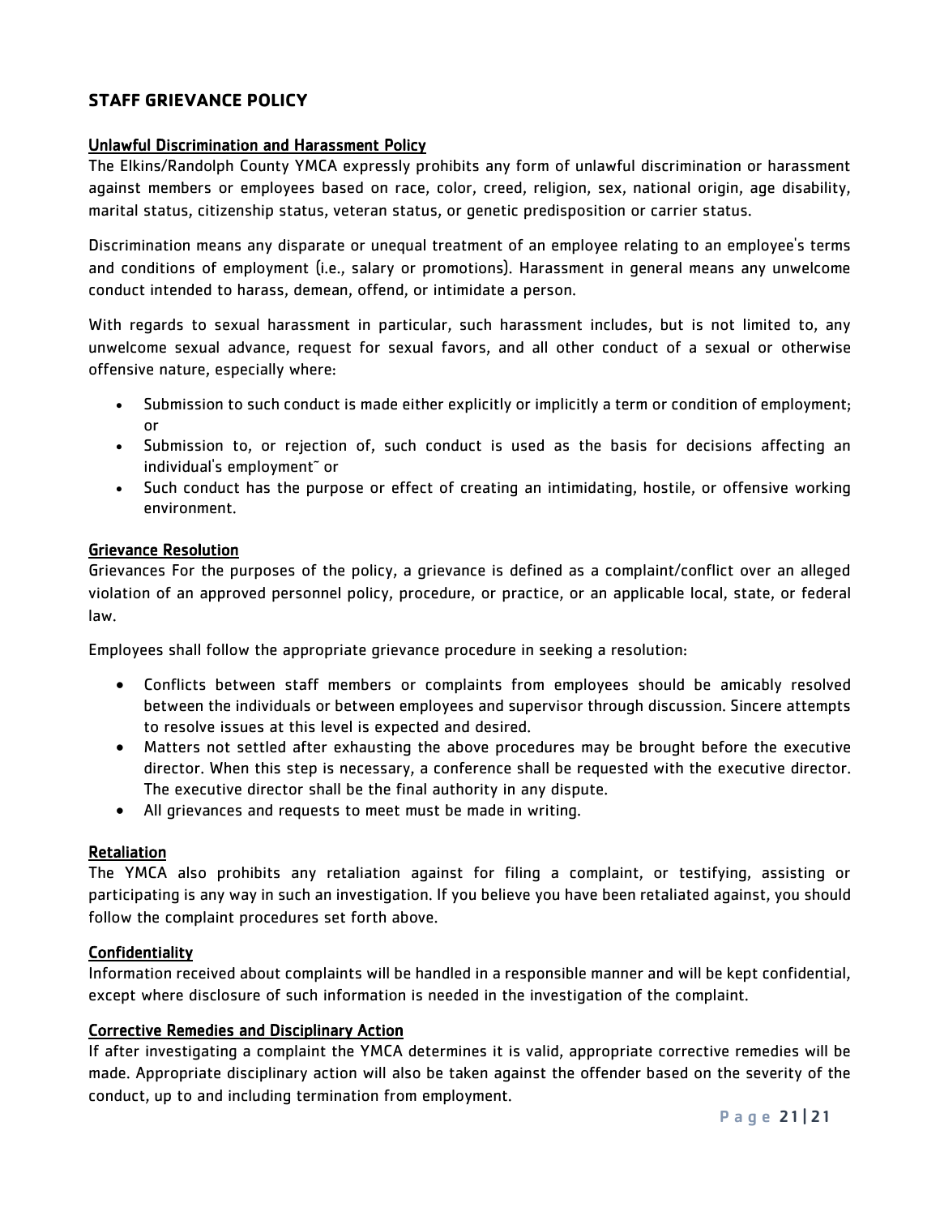## STAFF GRIEVANCE POLICY

### Unlawful Discrimination and Harassment Policy

The Elkins/Randolph County YMCA expressly prohibits any form of unlawful discrimination or harassment against members or employees based on race, color, creed, religion, sex, national origin, age disability, marital status, citizenship status, veteran status, or genetic predisposition or carrier status.

Discrimination means any disparate or unequal treatment of an employee relating to an employee's terms and conditions of employment (i.e., salary or promotions). Harassment in general means any unwelcome conduct intended to harass, demean, offend, or intimidate a person.

With regards to sexual harassment in particular, such harassment includes, but is not limited to, any unwelcome sexual advance, request for sexual favors, and all other conduct of a sexual or otherwise offensive nature, especially where:

- Submission to such conduct is made either explicitly or implicitly a term or condition of employment; or
- Submission to, or rejection of, such conduct is used as the basis for decisions affecting an individual's employment˜ or
- Such conduct has the purpose or effect of creating an intimidating, hostile, or offensive working environment.

### Grievance Resolution

Grievances For the purposes of the policy, a grievance is defined as a complaint/conflict over an alleged violation of an approved personnel policy, procedure, or practice, or an applicable local, state, or federal law.

Employees shall follow the appropriate grievance procedure in seeking a resolution:

- Conflicts between staff members or complaints from employees should be amicably resolved between the individuals or between employees and supervisor through discussion. Sincere attempts to resolve issues at this level is expected and desired.
- Matters not settled after exhausting the above procedures may be brought before the executive director. When this step is necessary, a conference shall be requested with the executive director. The executive director shall be the final authority in any dispute.
- All grievances and requests to meet must be made in writing.

### Retaliation

The YMCA also prohibits any retaliation against for filing a complaint, or testifying, assisting or participating is any way in such an investigation. If you believe you have been retaliated against, you should follow the complaint procedures set forth above.

### Confidentiality

Information received about complaints will be handled in a responsible manner and will be kept confidential, except where disclosure of such information is needed in the investigation of the complaint.

### Corrective Remedies and Disciplinary Action

If after investigating a complaint the YMCA determines it is valid, appropriate corrective remedies will be made. Appropriate disciplinary action will also be taken against the offender based on the severity of the conduct, up to and including termination from employment.